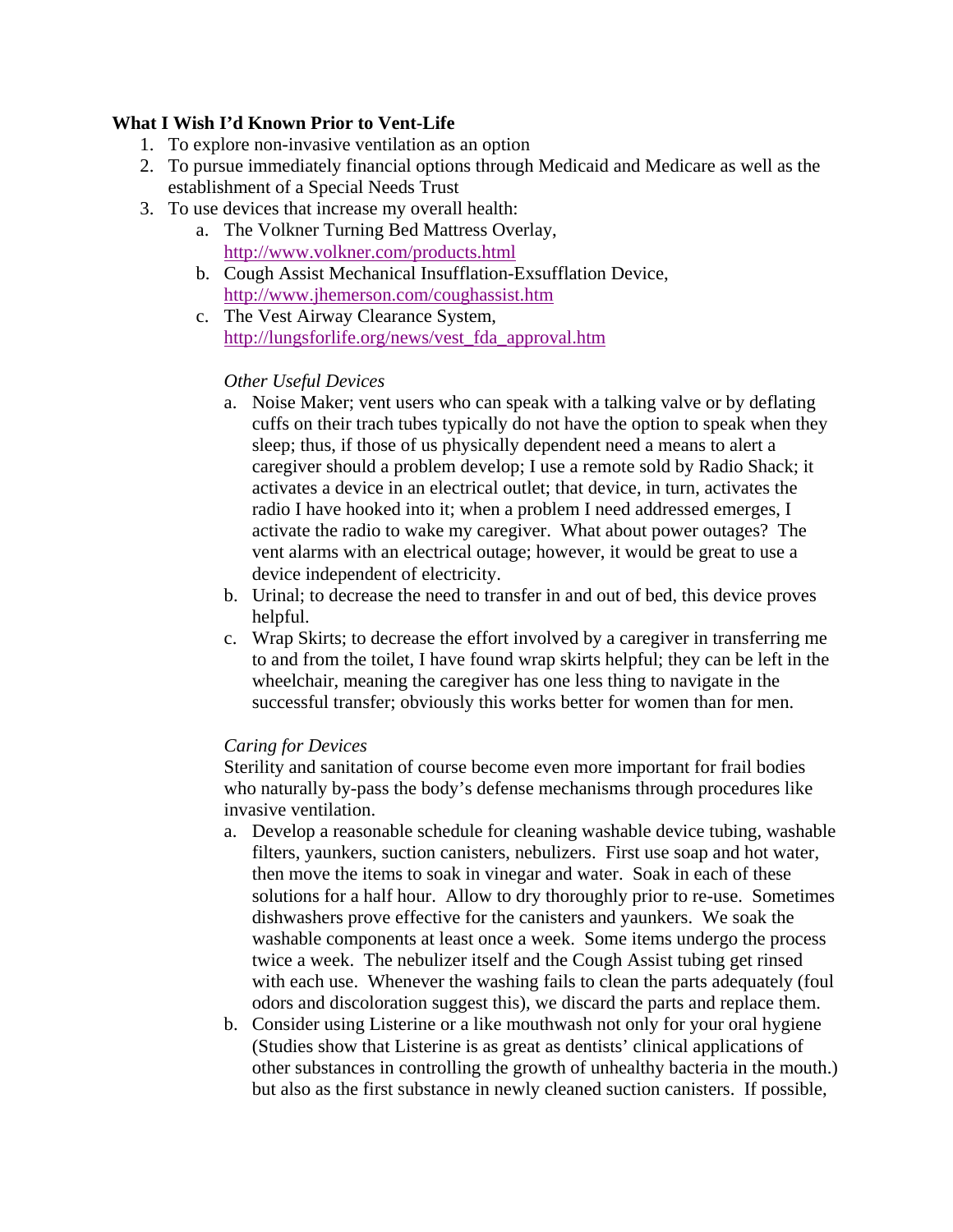**What I Wish I'd Known Prior to Vent-Life**

1. To explore non-invasive ventilation as an option
2. To pursue immediately financial options through Medicaid and Medicare as well as the establishment of a Special Needs Trust
3. To use devices that increase my overall health:
   a. The Volkner Turning Bed Mattress Overlay, http://www.volkner.com/products.html
   b. Cough Assist Mechanical Insufflation-Exsufflation Device, http://www.jhemerson.com/coughassist.htm
   c. The Vest Airway Clearance System, http://lungsforlife.org/news/vest_fda_approval.htm

   *Other Useful Devices*

   a. Noise Maker; vent users who can speak with a talking valve or by deflating cuffs on their trach tubes typically do not have the option to speak when they sleep; thus, if those of us physically dependent need a means to alert a caregiver should a problem develop; I use a remote sold by Radio Shack; it activates a device in an electrical outlet; that device, in turn, activates the radio I have hooked into it; when a problem I need addressed emerges, I activate the radio to wake my caregiver. What about power outages? The vent alarms with an electrical outage; however, it would be great to use a device independent of electricity.
   b. Urinal; to decrease the need to transfer in and out of bed, this device proves helpful.
   c. Wrap Skirts; to decrease the effort involved by a caregiver in transferring me to and from the toilet, I have found wrap skirts helpful; they can be left in the wheelchair, meaning the caregiver has one less thing to navigate in the successful transfer; obviously this works better for women than for men.

   *Caring for Devices*

   Sterility and sanitation of course become even more important for frail bodies who naturally by-pass the body's defense mechanisms through procedures like invasive ventilation.

   a. Develop a reasonable schedule for cleaning washable device tubing, washable filters, yaunkers, suction canisters, nebulizers. First use soap and hot water, then move the items to soak in vinegar and water. Soak in each of these solutions for a half hour. Allow to dry thoroughly prior to re-use. Sometimes dishwashers prove effective for the canisters and yaunkers. We soak the washable components at least once a week. Some items undergo the process twice a week. The nebulizer itself and the Cough Assist tubing get rinsed with each use. Whenever the washing fails to clean the parts adequately (foul odors and discoloration suggest this), we discard the parts and replace them.
   b. Consider using Listerine or a like mouthwash not only for your oral hygiene (Studies show that Listerine is as great as dentists' clinical applications of other substances in controlling the growth of unhealthy bacteria in the mouth.) but also as the first substance in newly cleaned suction canisters. If possible,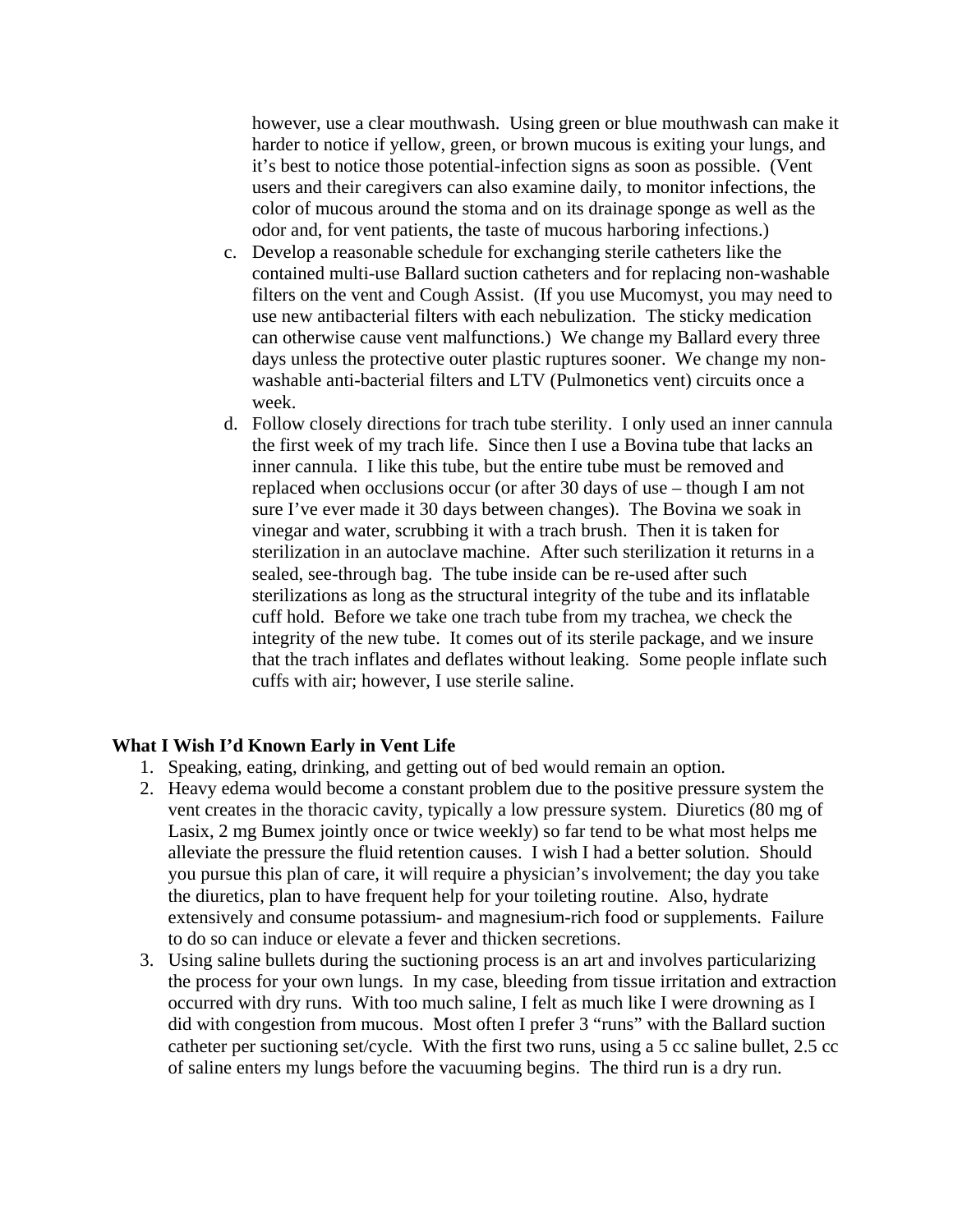however, use a clear mouthwash. Using green or blue mouthwash can make it harder to notice if yellow, green, or brown mucous is exiting your lungs, and it's best to notice those potential-infection signs as soon as possible. (Vent users and their caregivers can also examine daily, to monitor infections, the color of mucous around the stoma and on its drainage sponge as well as the odor and, for vent patients, the taste of mucous harboring infections.)

c. Develop a reasonable schedule for exchanging sterile catheters like the contained multi-use Ballard suction catheters and for replacing non-washable filters on the vent and Cough Assist. (If you use Mucomyst, you may need to use new antibacterial filters with each nebulization. The sticky medication can otherwise cause vent malfunctions.) We change my Ballard every three days unless the protective outer plastic ruptures sooner. We change my non-washable anti-bacterial filters and LTV (Pulmonetics vent) circuits once a week.

d. Follow closely directions for trach tube sterility. I only used an inner cannula the first week of my trach life. Since then I use a Bovina tube that lacks an inner cannula. I like this tube, but the entire tube must be removed and replaced when occlusions occur (or after 30 days of use – though I am not sure I've ever made it 30 days between changes). The Bovina we soak in vinegar and water, scrubbing it with a trach brush. Then it is taken for sterilization in an autoclave machine. After such sterilization it returns in a sealed, see-through bag. The tube inside can be re-used after such sterilizations as long as the structural integrity of the tube and its inflatable cuff hold. Before we take one trach tube from my trachea, we check the integrity of the new tube. It comes out of its sterile package, and we insure that the trach inflates and deflates without leaking. Some people inflate such cuffs with air; however, I use sterile saline.

**What I Wish I'd Known Early in Vent Life**

1. Speaking, eating, drinking, and getting out of bed would remain an option.
2. Heavy edema would become a constant problem due to the positive pressure system the vent creates in the thoracic cavity, typically a low pressure system. Diuretics (80 mg of Lasix, 2 mg Bumex jointly once or twice weekly) so far tend to be what most helps me alleviate the pressure the fluid retention causes. I wish I had a better solution. Should you pursue this plan of care, it will require a physician's involvement; the day you take the diuretics, plan to have frequent help for your toileting routine. Also, hydrate extensively and consume potassium- and magnesium-rich food or supplements. Failure to do so can induce or elevate a fever and thicken secretions.
3. Using saline bullets during the suctioning process is an art and involves particularizing the process for your own lungs. In my case, bleeding from tissue irritation and extraction occurred with dry runs. With too much saline, I felt as much like I were drowning as I did with congestion from mucous. Most often I prefer 3 "runs" with the Ballard suction catheter per suctioning set/cycle. With the first two runs, using a 5 cc saline bullet, 2.5 cc of saline enters my lungs before the vacuuming begins. The third run is a dry run.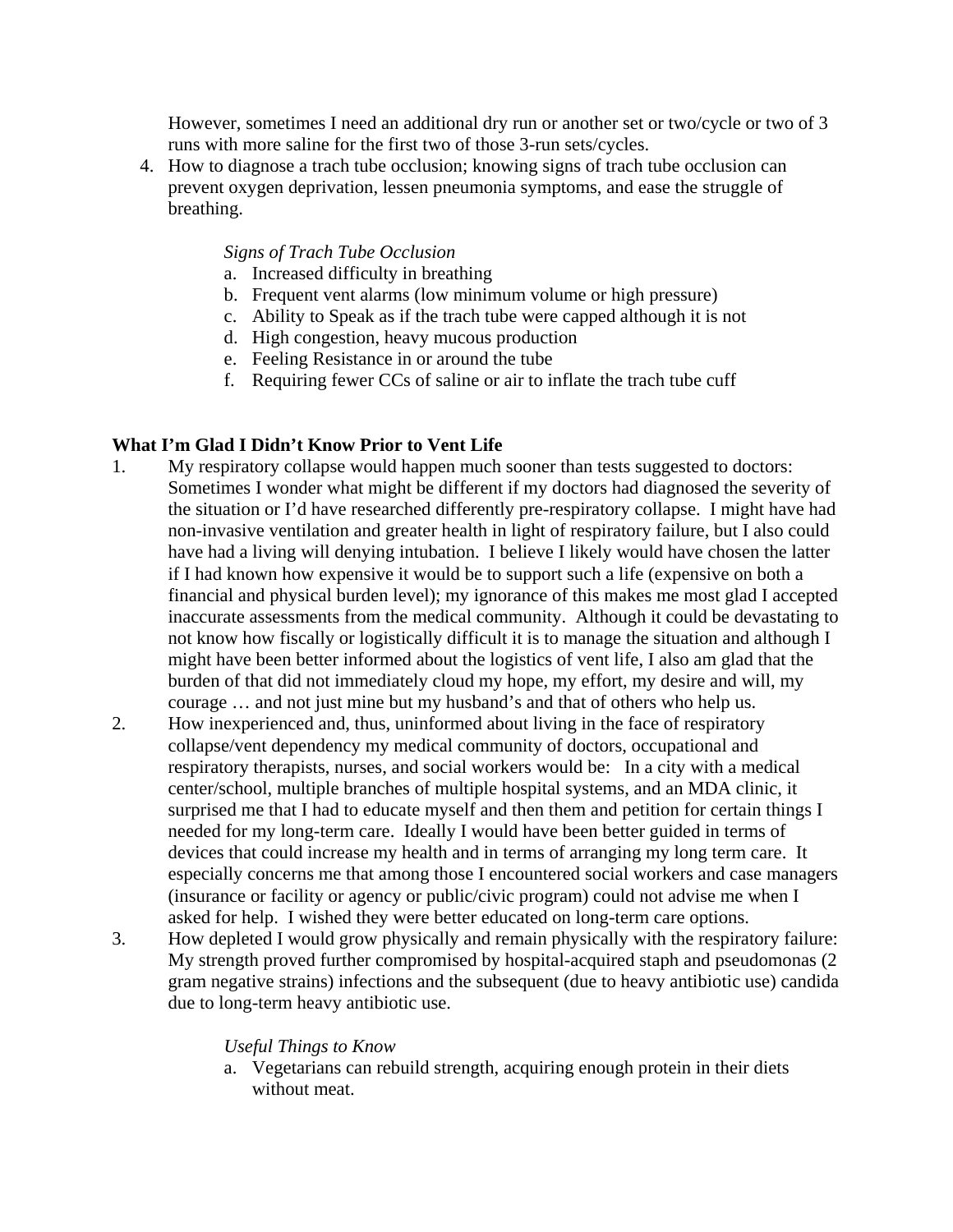However, sometimes I need an additional dry run or another set or two/cycle or two of 3 runs with more saline for the first two of those 3-run sets/cycles.

4. How to diagnose a trach tube occlusion; knowing signs of trach tube occlusion can prevent oxygen deprivation, lessen pneumonia symptoms, and ease the struggle of breathing.

   *Signs of Trach Tube Occlusion*

   a. Increased difficulty in breathing
   b. Frequent vent alarms (low minimum volume or high pressure)
   c. Ability to Speak as if the trach tube were capped although it is not
   d. High congestion, heavy mucous production
   e. Feeling Resistance in or around the tube
   f. Requiring fewer CCs of saline or air to inflate the trach tube cuff

**What I'm Glad I Didn't Know Prior to Vent Life**

1. My respiratory collapse would happen much sooner than tests suggested to doctors: Sometimes I wonder what might be different if my doctors had diagnosed the severity of the situation or I'd have researched differently pre-respiratory collapse. I might have had non-invasive ventilation and greater health in light of respiratory failure, but I also could have had a living will denying intubation. I believe I likely would have chosen the latter if I had known how expensive it would be to support such a life (expensive on both a financial and physical burden level); my ignorance of this makes me most glad I accepted inaccurate assessments from the medical community. Although it could be devastating to not know how fiscally or logistically difficult it is to manage the situation and although I might have been better informed about the logistics of vent life, I also am glad that the burden of that did not immediately cloud my hope, my effort, my desire and will, my courage … and not just mine but my husband's and that of others who help us.
2. How inexperienced and, thus, uninformed about living in the face of respiratory collapse/vent dependency my medical community of doctors, occupational and respiratory therapists, nurses, and social workers would be: In a city with a medical center/school, multiple branches of multiple hospital systems, and an MDA clinic, it surprised me that I had to educate myself and then them and petition for certain things I needed for my long-term care. Ideally I would have been better guided in terms of devices that could increase my health and in terms of arranging my long term care. It especially concerns me that among those I encountered social workers and case managers (insurance or facility or agency or public/civic program) could not advise me when I asked for help. I wished they were better educated on long-term care options.
3. How depleted I would grow physically and remain physically with the respiratory failure: My strength proved further compromised by hospital-acquired staph and pseudomonas (2 gram negative strains) infections and the subsequent (due to heavy antibiotic use) candida due to long-term heavy antibiotic use.

   *Useful Things to Know*

   a. Vegetarians can rebuild strength, acquiring enough protein in their diets without meat.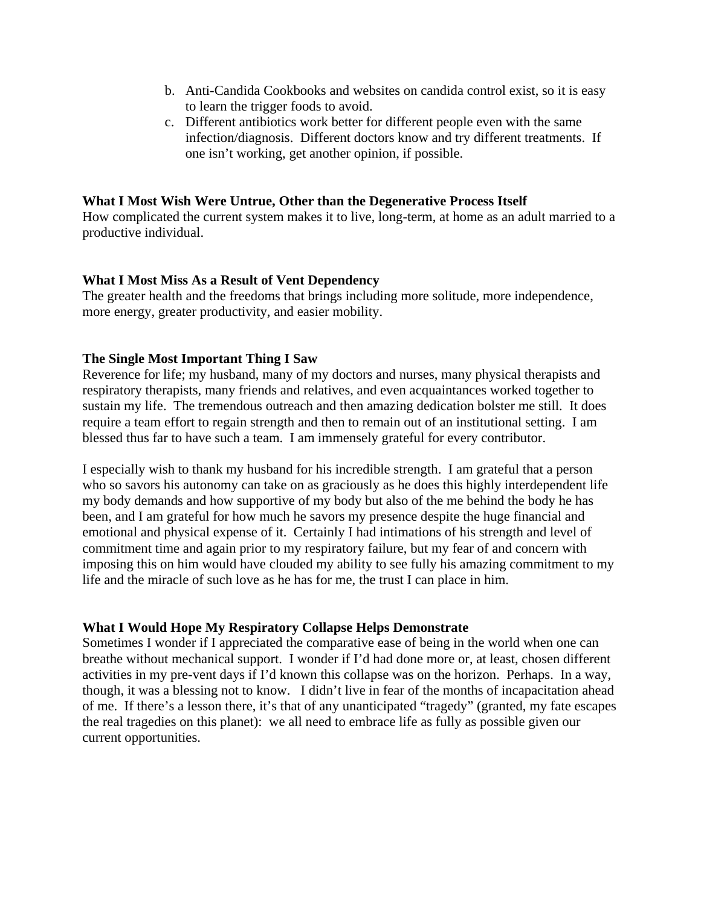b. Anti-Candida Cookbooks and websites on candida control exist, so it is easy to learn the trigger foods to avoid.
c. Different antibiotics work better for different people even with the same infection/diagnosis. Different doctors know and try different treatments. If one isn't working, get another opinion, if possible.

**What I Most Wish Were Untrue, Other than the Degenerative Process Itself**
How complicated the current system makes it to live, long-term, at home as an adult married to a productive individual.

**What I Most Miss As a Result of Vent Dependency**
The greater health and the freedoms that brings including more solitude, more independence, more energy, greater productivity, and easier mobility.

**The Single Most Important Thing I Saw**
Reverence for life; my husband, many of my doctors and nurses, many physical therapists and respiratory therapists, many friends and relatives, and even acquaintances worked together to sustain my life. The tremendous outreach and then amazing dedication bolster me still. It does require a team effort to regain strength and then to remain out of an institutional setting. I am blessed thus far to have such a team. I am immensely grateful for every contributor.

I especially wish to thank my husband for his incredible strength. I am grateful that a person who so savors his autonomy can take on as graciously as he does this highly interdependent life my body demands and how supportive of my body but also of the me behind the body he has been, and I am grateful for how much he savors my presence despite the huge financial and emotional and physical expense of it. Certainly I had intimations of his strength and level of commitment time and again prior to my respiratory failure, but my fear of and concern with imposing this on him would have clouded my ability to see fully his amazing commitment to my life and the miracle of such love as he has for me, the trust I can place in him.

**What I Would Hope My Respiratory Collapse Helps Demonstrate**
Sometimes I wonder if I appreciated the comparative ease of being in the world when one can breathe without mechanical support. I wonder if I'd had done more or, at least, chosen different activities in my pre-vent days if I'd known this collapse was on the horizon. Perhaps. In a way, though, it was a blessing not to know. I didn't live in fear of the months of incapacitation ahead of me. If there's a lesson there, it's that of any unanticipated "tragedy" (granted, my fate escapes the real tragedies on this planet): we all need to embrace life as fully as possible given our current opportunities.